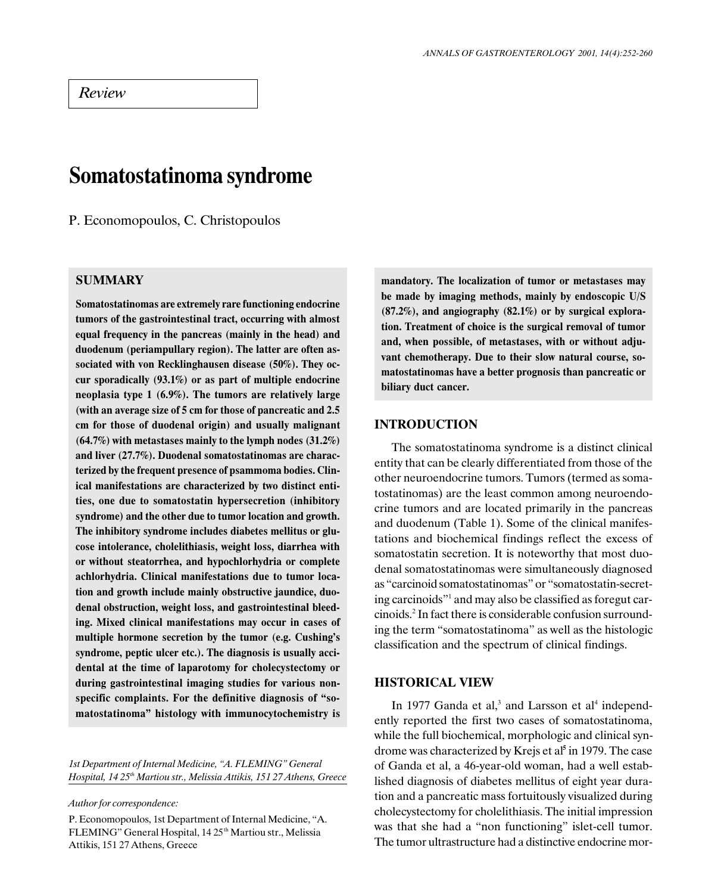*Review*

# Somatostatinoma syndrome

P. Economopoulos, C. Christopoulos

## SUMMARY

**Somatostatinomas are extremely rare functioning endocrine tumors of the gastrointestinal tract, occurring with almost equal frequency in the pancreas (mainly in the head) and duodenum (periampullary region). The latter are often associated with von Recklinghausen disease (50%). They occur sporadically (93.1%) or as part of multiple endocrine neoplasia type 1 (6.9%). The tumors are relatively large (with an average size of 5 cm for those of pancreatic and 2.5 cm for those of duodenal origin) and usually malignant (64.7%) with metastases mainly to the lymph nodes (31.2%) and liver (27.7%). Duodenal somatostatinomas are characterized by the frequent presence of psammoma bodies. Clinical manifestations are characterized by two distinct entities, one due to somatostatin hypersecretion (inhibitory syndrome) and the other due to tumor location and growth. The inhibitory syndrome includes diabetes mellitus or glucose intolerance, cholelithiasis, weight loss, diarrhea with or without steatorrhea, and hypochlorhydria or complete achlorhydria. Clinical manifestations due to tumor location and growth include mainly obstructive jaundice, duodenal obstruction, weight loss, and gastrointestinal bleeding. Mixed clinical manifestations may occur in cases of multiple hormone secretion by the tumor (e.g. Cushing's syndrome, peptic ulcer etc.). The diagnosis is usually accidental at the time of laparotomy for cholecystectomy or during gastrointestinal imaging studies for various nonspecific complaints. For the definitive diagnosis of "somatostatinoma" histology with immunocytochemistry is mandatory. The localization of tumor or metastases may be made by imaging methods, mainly by endoscopic U/S (87.2%), and angiography (82.1%) or by surgical exploration. Treatment of choice is the surgical removal of tumor and, when possible, of metastases, with or without adjuvant chemotherapy. Due to their slow natural course, somatostatinomas have a better prognosis than pancreatic or biliary duct cancer.**

*1st Department of Internal Medicine, "A. FLEMING" General Hospital, 14 25th Martiou str., Melissia Attikis, 151 27 Athens, Greece*

*Author for correspondence:*

P. Economopoulos, 1st Department of Internal Medicine, "A. FLEMING" General Hospital, 14 25th Martiou str., Melissia Attikis, 151 27 Athens, Greece

## INTRODUCTION

The somatostatinoma syndrome is a distinct clinical entity that can be clearly differentiated from those of the other neuroendocrine tumors. Tumors (termed as somatostatinomas) are the least common among neuroendocrine tumors and are located primarily in the pancreas and duodenum (Table 1). Some of the clinical manifestations and biochemical findings reflect the excess of somatostatin secretion. It is noteworthy that most duodenal somatostatinomas were simultaneously diagnosed as "carcinoid somatostatinomas" or "somatostatin-secreting carcinoids"[1] and may also be classified as foregut carcinoids.[2] In fact there is considerable confusion surrounding the term "somatostatinoma" as well as the histologic classification and the spectrum of clinical findings.

## HISTORICAL VIEW

In 1977 Ganda et al,[3] and Larsson et al[4] independently reported the first two cases of somatostatinoma, while the full biochemical, morphologic and clinical syndrome was characterized by Krejs et al[5] in 1979. The case of Ganda et al, a 46-year-old woman, had a well established diagnosis of diabetes mellitus of eight year duration and a pancreatic mass fortuitously visualized during cholecystectomy for cholelithiasis. The initial impression was that she had a "non functioning" islet-cell tumor. The tumor ultrastructure had a distinctive endocrine mor-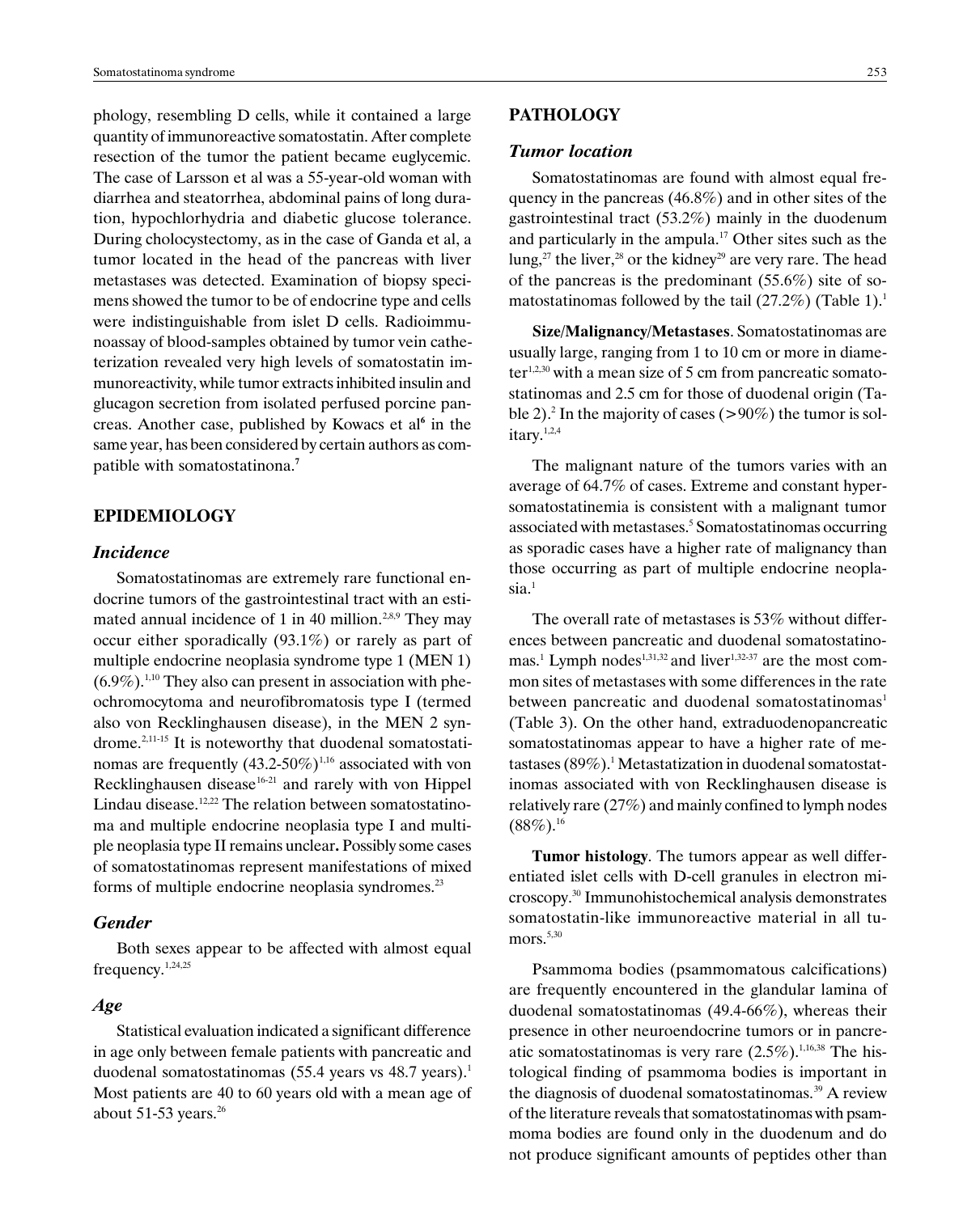phology, resembling D cells, while it contained a large quantity of immunoreactive somatostatin. After complete resection of the tumor the patient became euglycemic. The case of Larsson et al was a 55-year-old woman with diarrhea and steatorrhea, abdominal pains of long duration, hypochlorhydria and diabetic glucose tolerance. During cholocystectomy, as in the case of Ganda et al, a tumor located in the head of the pancreas with liver metastases was detected. Examination of biopsy specimens showed the tumor to be of endocrine type and cells were indistinguishable from islet D cells. Radioimmunoassay of blood-samples obtained by tumor vein catheterization revealed very high levels of somatostatin immunoreactivity, while tumor extracts inhibited insulin and glucagon secretion from isolated perfused porcine pancreas. Another case, published by Kowacs et al[6] in the same year, has been considered by certain authors as compatible with somatostatinona.[7]

## EPIDEMIOLOGY

### *Incidence*

Somatostatinomas are extremely rare functional endocrine tumors of the gastrointestinal tract with an estimated annual incidence of 1 in 40 million.[2,8,9] They may occur either sporadically (93.1%) or rarely as part of multiple endocrine neoplasia syndrome type 1 (MEN 1) (6.9%).[1,10] They also can present in association with pheochromocytoma and neurofibromatosis type I (termed also von Recklinghausen disease), in the MEN 2 syndrome.[2,11-15] It is noteworthy that duodenal somatostatinomas are frequently (43.2-50%)[1,16] associated with von Recklinghausen disease[16-21] and rarely with von Hippel Lindau disease.[12,22] The relation between somatostatinoma and multiple endocrine neoplasia type I and multiple neoplasia type II remains unclear**.** Possibly some cases of somatostatinomas represent manifestations of mixed forms of multiple endocrine neoplasia syndromes.[23]

### *Gender*

Both sexes appear to be affected with almost equal frequency.[1,24,25]

### *Age*

Statistical evaluation indicated a significant difference in age only between female patients with pancreatic and duodenal somatostatinomas (55.4 years vs 48.7 years).[1] Most patients are 40 to 60 years old with a mean age of about 51-53 years.[26]

## PATHOLOGY

### *Tumor location*

Somatostatinomas are found with almost equal frequency in the pancreas (46.8%) and in other sites of the gastrointestinal tract (53.2%) mainly in the duodenum and particularly in the ampula.[17] Other sites such as the lung,[27] the liver,[28] or the kidney[29] are very rare. The head of the pancreas is the predominant (55.6%) site of somatostatinomas followed by the tail (27.2%) (Table 1).[1]

**Size/Malignancy/Metastases**. Somatostatinomas are usually large, ranging from 1 to 10 cm or more in diameter[1,2,30] with a mean size of 5 cm from pancreatic somatostatinomas and 2.5 cm for those of duodenal origin (Table 2).[2] In the majority of cases (>90%) the tumor is solitary.[1,2,4]

The malignant nature of the tumors varies with an average of 64.7% of cases. Extreme and constant hypersomatostatinemia is consistent with a malignant tumor associated with metastases.[5] Somatostatinomas occurring as sporadic cases have a higher rate of malignancy than those occurring as part of multiple endocrine neoplasia.[1]

The overall rate of metastases is 53% without differences between pancreatic and duodenal somatostatinomas.[1] Lymph nodes[1,31,32] and liver[1,32-37] are the most common sites of metastases with some differences in the rate between pancreatic and duodenal somatostatinomas[1] (Table 3). On the other hand, extraduodenopancreatic somatostatinomas appear to have a higher rate of metastases (89%).[1] Metastatization in duodenal somatostatinomas associated with von Recklinghausen disease is relatively rare (27%) and mainly confined to lymph nodes (88%).[16]

**Tumor histology**. The tumors appear as well differentiated islet cells with D-cell granules in electron microscopy.[30] Immunohistochemical analysis demonstrates somatostatin-like immunoreactive material in all tumors.[5,30]

Psammoma bodies (psammomatous calcifications) are frequently encountered in the glandular lamina of duodenal somatostatinomas (49.4-66%), whereas their presence in other neuroendocrine tumors or in pancreatic somatostatinomas is very rare (2.5%).[1,16,38] The histological finding of psammoma bodies is important in the diagnosis of duodenal somatostatinomas.[39] A review of the literature reveals that somatostatinomas with psammoma bodies are found only in the duodenum and do not produce significant amounts of peptides other than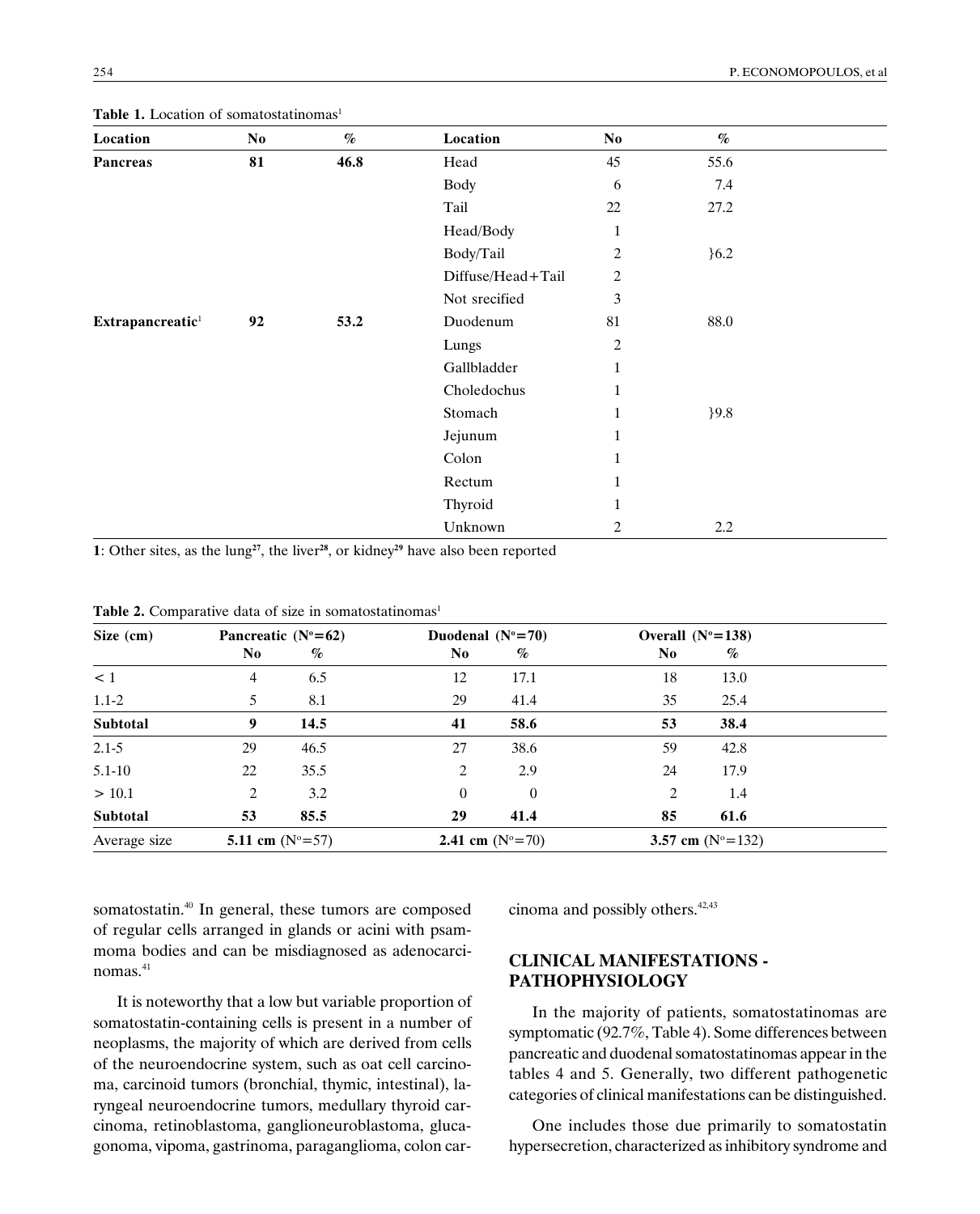**Table 1.** Location of somatostatinomas[1]

| Location | No | % | Location | No | % |
|---|---|---|---|---|---|
| **Pancreas** | **81** | **46.8** | Head | 45 | 55.6 |
| | | | Body | 6 | 7.4 |
| | | | Tail | 22 | 27.2 |
| | | | Head/Body | 1 | |
| | | | Body/Tail | 2 | }6.2 |
| | | | Diffuse/Head+Tail | 2 | |
| | | | Not srecified | 3 | |
| **Extrapancreatic**[1] | **92** | **53.2** | Duodenum | 81 | 88.0 |
| | | | Lungs | 2 | |
| | | | Gallbladder | 1 | |
| | | | Choledochus | 1 | |
| | | | Stomach | 1 | }9.8 |
| | | | Jejunum | 1 | |
| | | | Colon | 1 | |
| | | | Rectum | 1 | |
| | | | Thyroid | 1 | |
| | | | Unknown | 2 | 2.2 |

**1**: Other sites, as the lung[27], the liver[28], or kidney[29] have also been reported

**Table 2.** Comparative data of size in somatostatinomas[1]

| Size (cm) | Pancreatic (N°=62) | | Duodenal (N°=70) | | Overall (N°=138) | |
|---|---|---|---|---|---|---|
| | No | % | No | % | No | % |
| < 1 | 4 | 6.5 | 12 | 17.1 | 18 | 13.0 |
| 1.1-2 | 5 | 8.1 | 29 | 41.4 | 35 | 25.4 |
| **Subtotal** | **9** | **14.5** | **41** | **58.6** | **53** | **38.4** |
| 2.1-5 | 29 | 46.5 | 27 | 38.6 | 59 | 42.8 |
| 5.1-10 | 22 | 35.5 | 2 | 2.9 | 24 | 17.9 |
| > 10.1 | 2 | 3.2 | 0 | 0 | 2 | 1.4 |
| **Subtotal** | **53** | **85.5** | **29** | **41.4** | **85** | **61.6** |
| Average size | **5.11 cm** (N°=57) | | **2.41 cm** (N°=70) | | **3.57 cm** (N°=132) | |

somatostatin.[40] In general, these tumors are composed of regular cells arranged in glands or acini with psammoma bodies and can be misdiagnosed as adenocarcinomas.[41]

It is noteworthy that a low but variable proportion of somatostatin-containing cells is present in a number of neoplasms, the majority of which are derived from cells of the neuroendocrine system, such as oat cell carcinoma, carcinoid tumors (bronchial, thymic, intestinal), laryngeal neuroendocrine tumors, medullary thyroid carcinoma, retinoblastoma, ganglioneuroblastoma, glucagonoma, vipoma, gastrinoma, paraganglioma, colon carcinoma and possibly others.[42,43]

## CLINICAL MANIFESTATIONS - PATHOPHYSIOLOGY

In the majority of patients, somatostatinomas are symptomatic (92.7%, Table 4). Some differences between pancreatic and duodenal somatostatinomas appear in the tables 4 and 5. Generally, two different pathogenetic categories of clinical manifestations can be distinguished.

One includes those due primarily to somatostatin hypersecretion, characterized as inhibitory syndrome and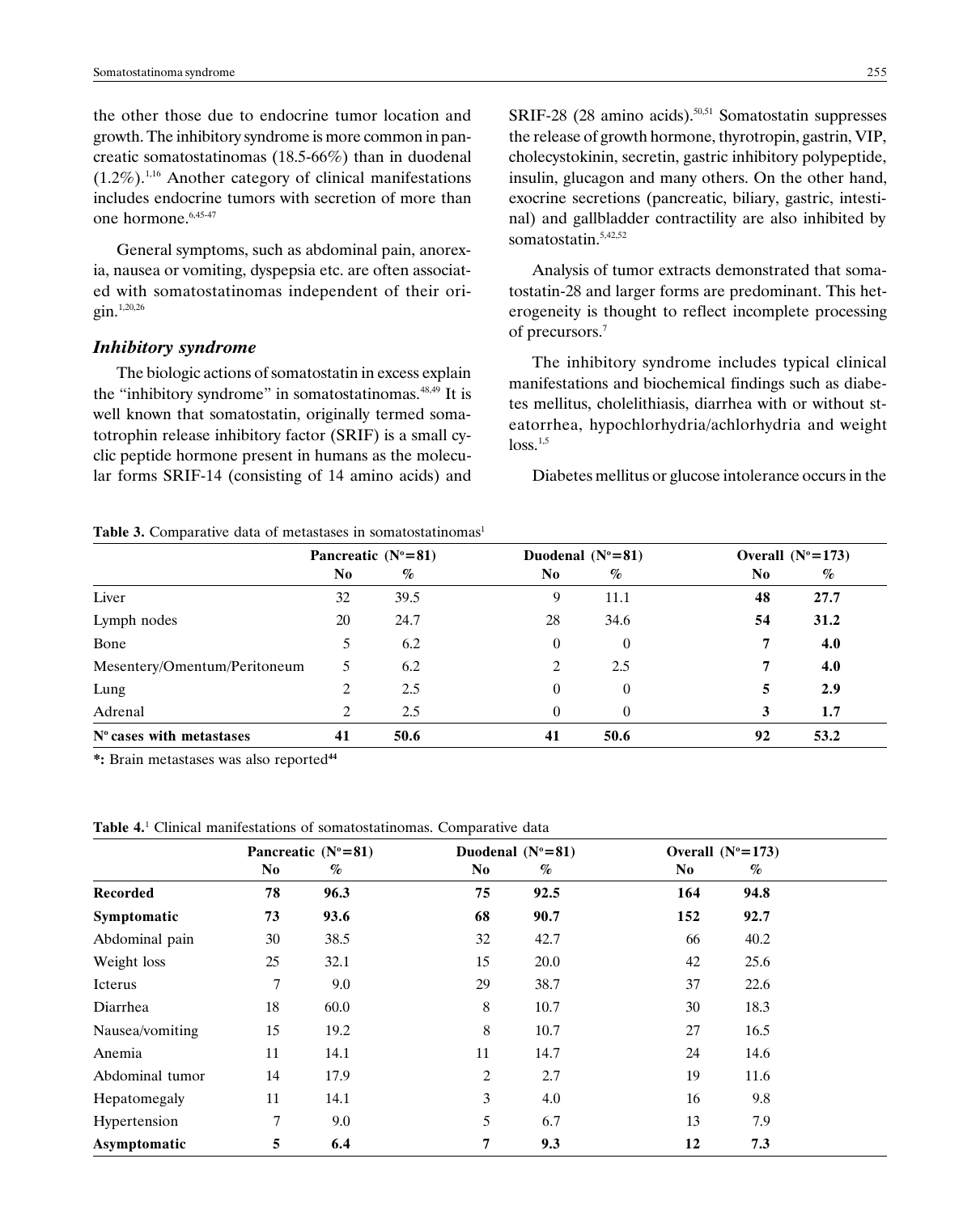the other those due to endocrine tumor location and growth. The inhibitory syndrome is more common in pancreatic somatostatinomas (18.5-66%) than in duodenal (1.2%).[1,16] Another category of clinical manifestations includes endocrine tumors with secretion of more than one hormone.[6,45-47]

General symptoms, such as abdominal pain, anorexia, nausea or vomiting, dyspepsia etc. are often associated with somatostatinomas independent of their origin.[1,20,26]

### *Inhibitory syndrome*

The biologic actions of somatostatin in excess explain the "inhibitory syndrome" in somatostatinomas.[48,49] It is well known that somatostatin, originally termed somatotrophin release inhibitory factor (SRIF) is a small cyclic peptide hormone present in humans as the molecular forms SRIF-14 (consisting of 14 amino acids) and SRIF-28 (28 amino acids).[50,51] Somatostatin suppresses the release of growth hormone, thyrotropin, gastrin, VIP, cholecystokinin, secretin, gastric inhibitory polypeptide, insulin, glucagon and many others. On the other hand, exocrine secretions (pancreatic, biliary, gastric, intestinal) and gallbladder contractility are also inhibited by somatostatin.[5,42,52]

Analysis of tumor extracts demonstrated that somatostatin-28 and larger forms are predominant. This heterogeneity is thought to reflect incomplete processing of precursors.[7]

The inhibitory syndrome includes typical clinical manifestations and biochemical findings such as diabetes mellitus, cholelithiasis, diarrhea with or without steatorrhea, hypochlorhydria/achlorhydria and weight loss.[1,5]

Diabetes mellitus or glucose intolerance occurs in the

**Table 3.** Comparative data of metastases in somatostatinomas[1]

| | Pancreatic (N°=81) | | Duodenal (N°=81) | | Overall (N°=173) | |
|---|---|---|---|---|---|---|
| | **No** | **%** | **No** | **%** | **No** | **%** |
| Liver | 32 | 39.5 | 9 | 11.1 | **48** | **27.7** |
| Lymph nodes | 20 | 24.7 | 28 | 34.6 | **54** | **31.2** |
| Bone | 5 | 6.2 | 0 | 0 | **7** | **4.0** |
| Mesentery/Omentum/Peritoneum | 5 | 6.2 | 2 | 2.5 | **7** | **4.0** |
| Lung | 2 | 2.5 | 0 | 0 | **5** | **2.9** |
| Adrenal | 2 | 2.5 | 0 | 0 | **3** | **1.7** |
| **N° cases with metastases** | **41** | **50.6** | **41** | **50.6** | **92** | **53.2** |

**\*:** Brain metastases was also reported**[44]**

**Table 4.**[1] Clinical manifestations of somatostatinomas. Comparative data

| | Pancreatic (N°=81) | | Duodenal (N°=81) | | Overall (N°=173) | |
|---|---|---|---|---|---|---|
| | **No** | **%** | **No** | **%** | **No** | **%** |
| **Recorded** | **78** | **96.3** | **75** | **92.5** | **164** | **94.8** |
| **Symptomatic** | **73** | **93.6** | **68** | **90.7** | **152** | **92.7** |
| Abdominal pain | 30 | 38.5 | 32 | 42.7 | 66 | 40.2 |
| Weight loss | 25 | 32.1 | 15 | 20.0 | 42 | 25.6 |
| Icterus | 7 | 9.0 | 29 | 38.7 | 37 | 22.6 |
| Diarrhea | 18 | 60.0 | 8 | 10.7 | 30 | 18.3 |
| Nausea/vomiting | 15 | 19.2 | 8 | 10.7 | 27 | 16.5 |
| Anemia | 11 | 14.1 | 11 | 14.7 | 24 | 14.6 |
| Abdominal tumor | 14 | 17.9 | 2 | 2.7 | 19 | 11.6 |
| Hepatomegaly | 11 | 14.1 | 3 | 4.0 | 16 | 9.8 |
| Hypertension | 7 | 9.0 | 5 | 6.7 | 13 | 7.9 |
| **Asymptomatic** | **5** | **6.4** | **7** | **9.3** | **12** | **7.3** |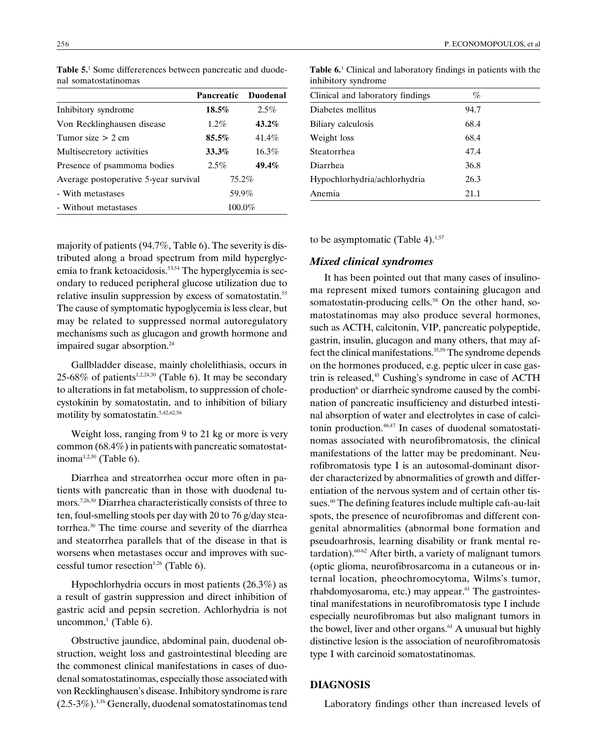**Table 5.**[1] Some differerences between pancreatic and duodenal somatostatinomas

| | Pancreatic | Duodenal |
|---|---|---|
| Inhibitory syndrome | **18.5%** | 2.5% |
| Von Recklinghausen disease | 1.2% | **43.2%** |
| Tumor size > 2 cm | **85.5%** | 41.4% |
| Multisecretory activities | **33.3%** | 16.3% |
| Presence of psammoma bodies | 2.5% | **49.4%** |
| Average postoperative 5-year survival | 75.2% | |
| - With metastases | 59.9% | |
| - Without metastases | 100.0% | |

**Table 6.**[1] Clinical and laboratory findings in patients with the inhibitory syndrome

| Clinical and laboratory findings | % |
|---|---|
| Diabetes mellitus | 94.7 |
| Biliary calculosis | 68.4 |
| Weight loss | 68.4 |
| Steatorrhea | 47.4 |
| Diarrhea | 36.8 |
| Hypochlorhydria/achlorhydria | 26.3 |
| Anemia | 21.1 |

majority of patients (94.7%, Table 6). The severity is distributed along a broad spectrum from mild hyperglycemia to frank ketoacidosis.[53,54] The hyperglycemia is secondary to reduced peripheral glucose utilization due to relative insulin suppression by excess of somatostatin.[55] The cause of symptomatic hypoglycemia is less clear, but may be related to suppressed normal autoregulatory mechanisms such as glucagon and growth hormone and impaired sugar absorption.[24]

Gallbladder disease, mainly cholelithiasis, occurs in 25-68% of patients[1,2,24,30] (Table 6). It may be secondary to alterations in fat metabolism, to suppression of cholecystokinin by somatostatin, and to inhibition of biliary motility by somatostatin.[5,42,62,56]

Weight loss, ranging from 9 to 21 kg or more is very common (68.4%) in patients with pancreatic somatostatinoma[1,2,30] (Table 6).

Diarrhea and streatorrhea occur more often in patients with pancreatic than in those with duodenal tumors.[7,26,30] Diarrhea characteristically consists of three to ten, foul-smelling stools per day with 20 to 76 g/day steatorrhea.[30] The time course and severity of the diarrhea and steatorrhea parallels that of the disease in that is worsens when metastases occur and improves with successful tumor resection[1,26] (Table 6).

Hypochlorhydria occurs in most patients (26.3%) as a result of gastrin suppression and direct inhibition of gastric acid and pepsin secretion. Achlorhydria is not uncommon,[1] (Table 6).

Obstructive jaundice, abdominal pain, duodenal obstruction, weight loss and gastrointestinal bleeding are the commonest clinical manifestations in cases of duodenal somatostatinomas, especially those associated with von Recklinghausen's disease. Inhibitory syndrome is rare (2.5-3%).[1,16] Generally, duodenal somatostatinomas tend to be asymptomatic (Table 4).[1,57]

### *Mixed clinical syndromes*

It has been pointed out that many cases of insulinoma represent mixed tumors containing glucagon and somatostatin-producing cells.[58] On the other hand, somatostatinomas may also produce several hormones, such as ACTH, calcitonin, VIP, pancreatic polypeptide, gastrin, insulin, glucagon and many others, that may affect the clinical manifestations.[35,59] The syndrome depends on the hormones produced, e.g. peptic ulcer in case gastrin is released,[45] Cushing's syndrome in case of ACTH production[6] or diarrheic syndrome caused by the combination of pancreatic insufficiency and disturbed intestinal absorption of water and electrolytes in case of calcitonin production.[46,47] In cases of duodenal somatostatinomas associated with neurofibromatosis, the clinical manifestations of the latter may be predominant. Neurofibromatosis type I is an autosomal-dominant disorder characterized by abnormalities of growth and differentiation of the nervous system and of certain other tissues.[60] The defining features include multiple caft-au-lait spots, the presence of neurofibromas and different congenital abnormalities (abnormal bone formation and pseudoarhrosis, learning disability or frank mental retardation).[60-62] After birth, a variety of malignant tumors (optic glioma, neurofibrosarcoma in a cutaneous or internal location, pheochromocytoma, Wilms's tumor, rhabdomyosaroma, etc.) may appear.[61] The gastrointestinal manifestations in neurofibromatosis type I include especially neurofibromas but also malignant tumors in the bowel, liver and other organs.[61] A unusual but highly distinctive lesion is the association of neurofibromatosis type I with carcinoid somatostatinomas.

## DIAGNOSIS

Laboratory findings other than increased levels of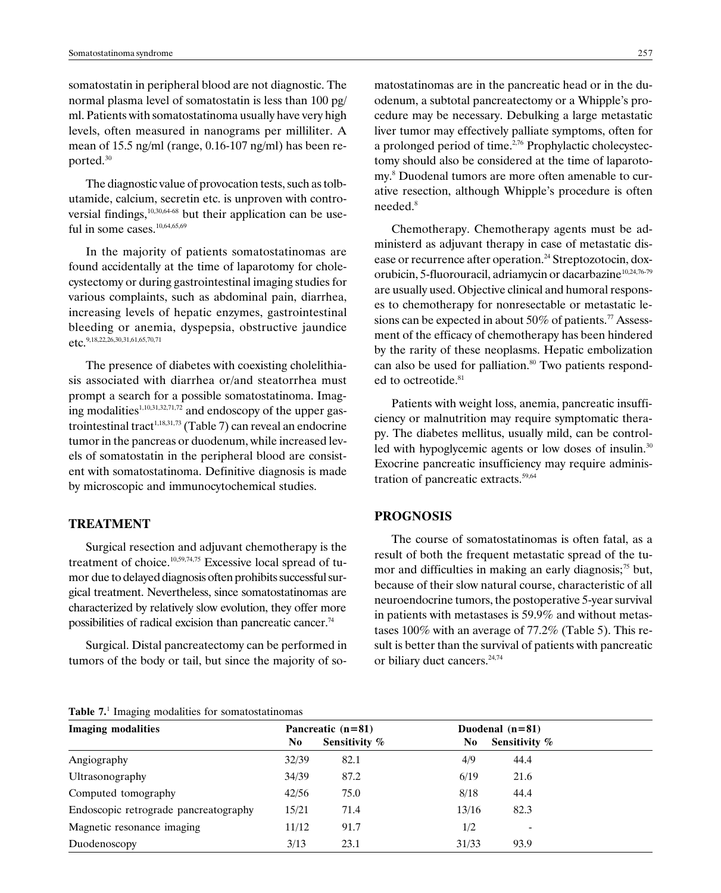somatostatin in peripheral blood are not diagnostic. The normal plasma level of somatostatin is less than 100 pg/ml. Patients with somatostatinoma usually have very high levels, often measured in nanograms per milliliter. A mean of 15.5 ng/ml (range, 0.16-107 ng/ml) has been reported.[30]

The diagnostic value of provocation tests, such as tolbutamide, calcium, secretin etc. is unproven with controversial findings,[10,30,64-68] but their application can be useful in some cases.[10,64,65,69]

In the majority of patients somatostatinomas are found accidentally at the time of laparotomy for cholecystectomy or during gastrointestinal imaging studies for various complaints, such as abdominal pain, diarrhea, increasing levels of hepatic enzymes, gastrointestinal bleeding or anemia, dyspepsia, obstructive jaundice etc.[9,18,22,26,30,31,61,65,70,71]

The presence of diabetes with coexisting cholelithiasis associated with diarrhea or/and steatorrhea must prompt a search for a possible somatostatinoma. Imaging modalities[1,10,31,32,71,72] and endoscopy of the upper gastrointestinal tract[1,18,31,73] (Table 7) can reveal an endocrine tumor in the pancreas or duodenum, while increased levels of somatostatin in the peripheral blood are consistent with somatostatinoma. Definitive diagnosis is made by microscopic and immunocytochemical studies.

## TREATMENT

Surgical resection and adjuvant chemotherapy is the treatment of choice.[10,59,74,75] Excessive local spread of tumor due to delayed diagnosis often prohibits successful surgical treatment. Nevertheless, since somatostatinomas are characterized by relatively slow evolution, they offer more possibilities of radical excision than pancreatic cancer.[74]

Surgical. Distal pancreatectomy can be performed in tumors of the body or tail, but since the majority of somatostatinomas are in the pancreatic head or in the duodenum, a subtotal pancreatectomy or a Whipple's procedure may be necessary. Debulking a large metastatic liver tumor may effectively palliate symptoms, often for a prolonged period of time.[2,76] Prophylactic cholecystectomy should also be considered at the time of laparotomy.[8] Duodenal tumors are more often amenable to curative resection, although Whipple's procedure is often needed.[8]

Chemotherapy. Chemotherapy agents must be administerd as adjuvant therapy in case of metastatic disease or recurrence after operation.[24] Streptozotocin, doxorubicin, 5-fluorouracil, adriamycin or dacarbazine[10,24,76-79] are usually used. Objective clinical and humoral responses to chemotherapy for nonresectable or metastatic lesions can be expected in about 50% of patients.[77] Assessment of the efficacy of chemotherapy has been hindered by the rarity of these neoplasms. Hepatic embolization can also be used for palliation.[80] Two patients responded to octreotide.[81]

Patients with weight loss, anemia, pancreatic insufficiency or malnutrition may require symptomatic therapy. The diabetes mellitus, usually mild, can be controlled with hypoglycemic agents or low doses of insulin.[30] Exocrine pancreatic insufficiency may require administration of pancreatic extracts.[59,64]

## PROGNOSIS

The course of somatostatinomas is often fatal, as a result of both the frequent metastatic spread of the tumor and difficulties in making an early diagnosis;[75] but, because of their slow natural course, characteristic of all neuroendocrine tumors, the postoperative 5-year survival in patients with metastases is 59.9% and without metastases 100% with an average of 77.2% (Table 5). This result is better than the survival of patients with pancreatic or biliary duct cancers.[24,74]

**Table 7.**[1] Imaging modalities for somatostatinomas

| Imaging modalities | Pancreatic (n=81) | | Duodenal (n=81) | |
|---|---|---|---|---|
| | No | Sensitivity % | No | Sensitivity % |
| Angiography | 32/39 | 82.1 | 4/9 | 44.4 |
| Ultrasonography | 34/39 | 87.2 | 6/19 | 21.6 |
| Computed tomography | 42/56 | 75.0 | 8/18 | 44.4 |
| Endoscopic retrograde pancreatography | 15/21 | 71.4 | 13/16 | 82.3 |
| Magnetic resonance imaging | 11/12 | 91.7 | 1/2 | - |
| Duodenoscopy | 3/13 | 23.1 | 31/33 | 93.9 |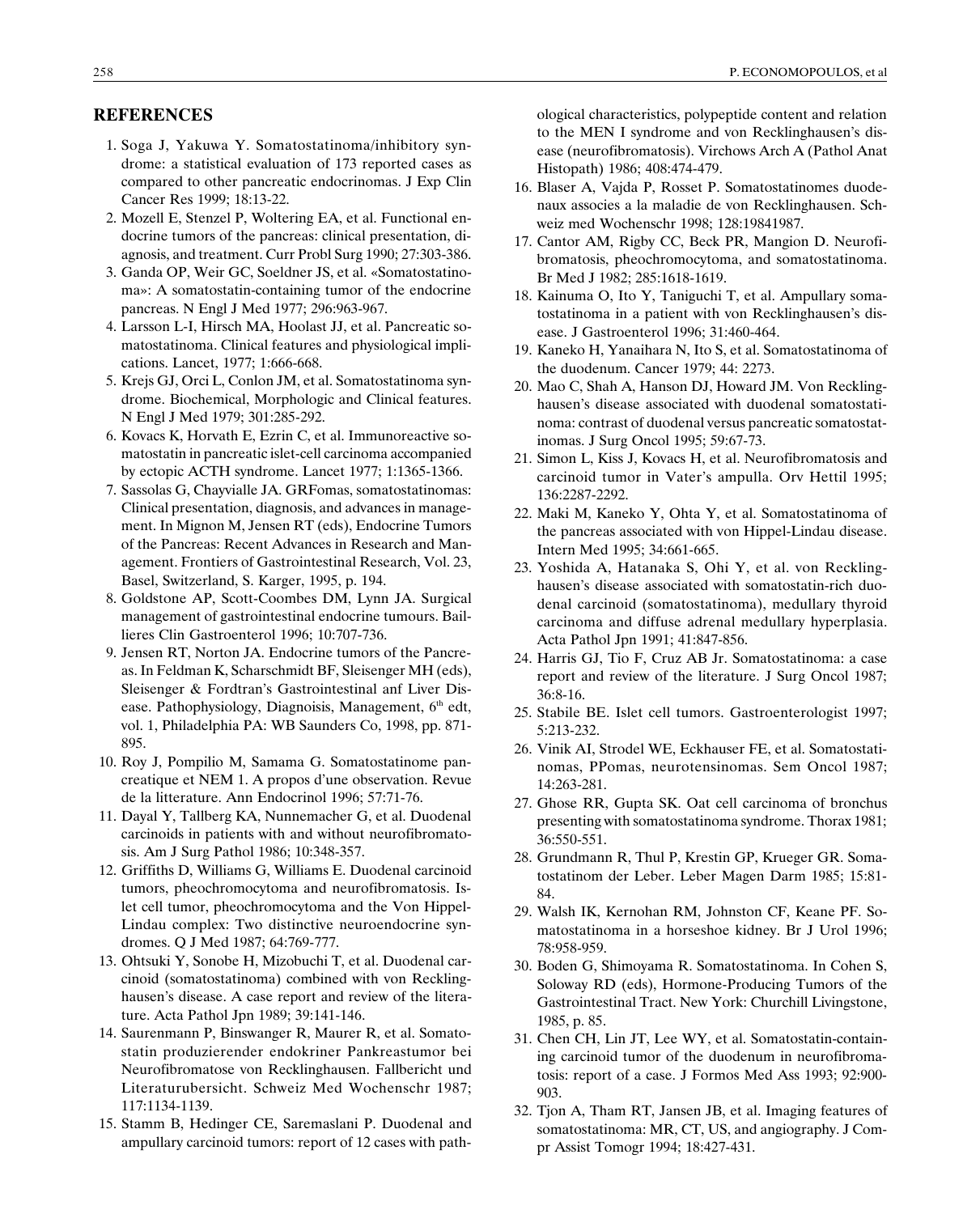## REFERENCES

1. Soga J, Yakuwa Y. Somatostatinoma/inhibitory syndrome: a statistical evaluation of 173 reported cases as compared to other pancreatic endocrinomas. J Exp Clin Cancer Res 1999; 18:13-22.
2. Mozell E, Stenzel P, Woltering EA, et al. Functional endocrine tumors of the pancreas: clinical presentation, diagnosis, and treatment. Curr Probl Surg 1990; 27:303-386.
3. Ganda OP, Weir GC, Soeldner JS, et al. «Somatostatinoma»: A somatostatin-containing tumor of the endocrine pancreas. N Engl J Med 1977; 296:963-967.
4. Larsson L-I, Hirsch MA, Hoolast JJ, et al. Pancreatic somatostatinoma. Clinical features and physiological implications. Lancet, 1977; 1:666-668.
5. Krejs GJ, Orci L, Conlon JM, et al. Somatostatinoma syndrome. Biochemical, Morphologic and Clinical features. N Engl J Med 1979; 301:285-292.
6. Kovacs K, Horvath E, Ezrin C, et al. Immunoreactive somatostatin in pancreatic islet-cell carcinoma accompanied by ectopic ACTH syndrome. Lancet 1977; 1:1365-1366.
7. Sassolas G, Chayvialle JA. GRFomas, somatostatinomas: Clinical presentation, diagnosis, and advances in management. In Mignon M, Jensen RT (eds), Endocrine Tumors of the Pancreas: Recent Advances in Research and Management. Frontiers of Gastrointestinal Research, Vol. 23, Basel, Switzerland, S. Karger, 1995, p. 194.
8. Goldstone AP, Scott-Coombes DM, Lynn JA. Surgical management of gastrointestinal endocrine tumours. Baillieres Clin Gastroenterol 1996; 10:707-736.
9. Jensen RT, Norton JA. Endocrine tumors of the Pancreas. In Feldman K, Scharschmidt BF, Sleisenger MH (eds), Sleisenger & Fordtran's Gastrointestinal anf Liver Disease. Pathophysiology, Diagnoisis, Management, 6th edt, vol. 1, Philadelphia PA: WB Saunders Co, 1998, pp. 871-895.
10. Roy J, Pompilio M, Samama G. Somatostatinome pancreatique et NEM 1. A propos d'une observation. Revue de la litterature. Ann Endocrinol 1996; 57:71-76.
11. Dayal Y, Tallberg KA, Nunnemacher G, et al. Duodenal carcinoids in patients with and without neurofibromatosis. Am J Surg Pathol 1986; 10:348-357.
12. Griffiths D, Williams G, Williams E. Duodenal carcinoid tumors, pheochromocytoma and neurofibromatosis. Islet cell tumor, pheochromocytoma and the Von Hippel-Lindau complex: Two distinctive neuroendocrine syndromes. Q J Med 1987; 64:769-777.
13. Ohtsuki Y, Sonobe H, Mizobuchi T, et al. Duodenal carcinoid (somatostatinoma) combined with von Recklinghausen's disease. A case report and review of the literature. Acta Pathol Jpn 1989; 39:141-146.
14. Saurenmann P, Binswanger R, Maurer R, et al. Somatostatin produzierender endokriner Pankreastumor bei Neurofibromatose von Recklinghausen. Fallbericht und Literaturubersicht. Schweiz Med Wochenschr 1987; 117:1134-1139.
15. Stamm B, Hedinger CE, Saremaslani P. Duodenal and ampullary carcinoid tumors: report of 12 cases with pathological characteristics, polypeptide content and relation to the MEN I syndrome and von Recklinghausen's disease (neurofibromatosis). Virchows Arch A (Pathol Anat Histopath) 1986; 408:474-479.
16. Blaser A, Vajda P, Rosset P. Somatostatinomes duodenaux associes a la maladie de von Recklinghausen. Schweiz med Wochenschr 1998; 128:19841987.
17. Cantor AM, Rigby CC, Beck PR, Mangion D. Neurofibromatosis, pheochromocytoma, and somatostatinoma. Br Med J 1982; 285:1618-1619.
18. Kainuma O, Ito Y, Taniguchi T, et al. Ampullary somatostatinoma in a patient with von Recklinghausen's disease. J Gastroenterol 1996; 31:460-464.
19. Kaneko H, Yanaihara N, Ito S, et al. Somatostatinoma of the duodenum. Cancer 1979; 44: 2273.
20. Mao C, Shah A, Hanson DJ, Howard JM. Von Recklinghausen's disease associated with duodenal somatostatinoma: contrast of duodenal versus pancreatic somatostatinomas. J Surg Oncol 1995; 59:67-73.
21. Simon L, Kiss J, Kovacs H, et al. Neurofibromatosis and carcinoid tumor in Vater's ampulla. Orv Hettil 1995; 136:2287-2292.
22. Maki M, Kaneko Y, Ohta Y, et al. Somatostatinoma of the pancreas associated with von Hippel-Lindau disease. Intern Med 1995; 34:661-665.
23. Yoshida A, Hatanaka S, Ohi Y, et al. von Recklinghausen's disease associated with somatostatin-rich duodenal carcinoid (somatostatinoma), medullary thyroid carcinoma and diffuse adrenal medullary hyperplasia. Acta Pathol Jpn 1991; 41:847-856.
24. Harris GJ, Tio F, Cruz AB Jr. Somatostatinoma: a case report and review of the literature. J Surg Oncol 1987; 36:8-16.
25. Stabile BE. Islet cell tumors. Gastroenterologist 1997; 5:213-232.
26. Vinik AI, Strodel WE, Eckhauser FE, et al. Somatostatinomas, PPomas, neurotensinomas. Sem Oncol 1987; 14:263-281.
27. Ghose RR, Gupta SK. Oat cell carcinoma of bronchus presenting with somatostatinoma syndrome. Thorax 1981; 36:550-551.
28. Grundmann R, Thul P, Krestin GP, Krueger GR. Somatostatinom der Leber. Leber Magen Darm 1985; 15:81-84.
29. Walsh IK, Kernohan RM, Johnston CF, Keane PF. Somatostatinoma in a horseshoe kidney. Br J Urol 1996; 78:958-959.
30. Boden G, Shimoyama R. Somatostatinoma. In Cohen S, Soloway RD (eds), Hormone-Producing Tumors of the Gastrointestinal Tract. New York: Churchill Livingstone, 1985, p. 85.
31. Chen CH, Lin JT, Lee WY, et al. Somatostatin-containing carcinoid tumor of the duodenum in neurofibromatosis: report of a case. J Formos Med Ass 1993; 92:900-903.
32. Tjon A, Tham RT, Jansen JB, et al. Imaging features of somatostatinoma: MR, CT, US, and angiography. J Compr Assist Tomogr 1994; 18:427-431.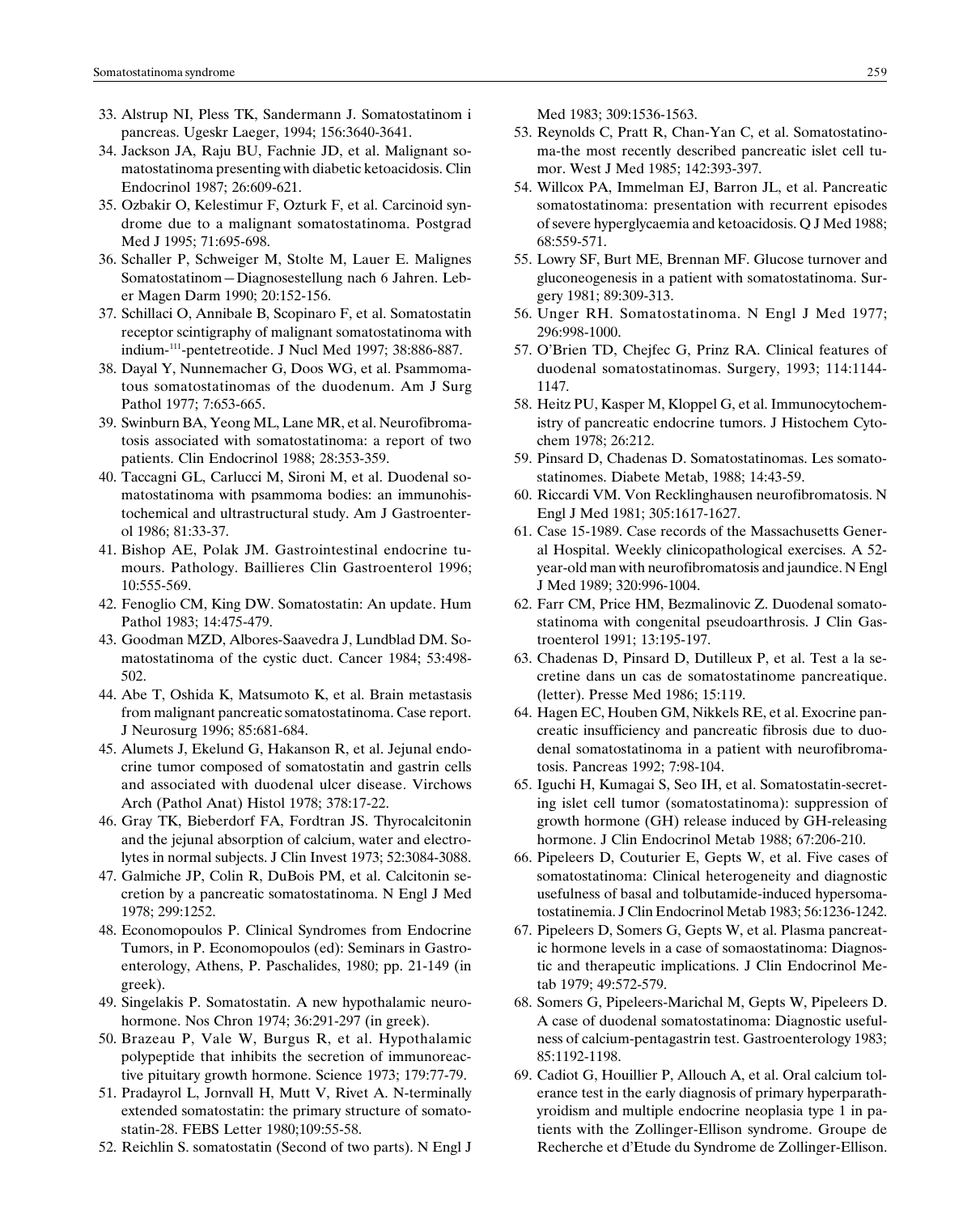33. Alstrup NI, Pless TK, Sandermann J. Somatostatinom i pancreas. Ugeskr Laeger, 1994; 156:3640-3641.
34. Jackson JA, Raju BU, Fachnie JD, et al. Malignant somatostatinoma presenting with diabetic ketoacidosis. Clin Endocrinol 1987; 26:609-621.
35. Ozbakir O, Kelestimur F, Ozturk F, et al. Carcinoid syndrome due to a malignant somatostatinoma. Postgrad Med J 1995; 71:695-698.
36. Schaller P, Schweiger M, Stolte M, Lauer E. Malignes Somatostatinom – Diagnosestellung nach 6 Jahren. Leber Magen Darm 1990; 20:152-156.
37. Schillaci O, Annibale B, Scopinaro F, et al. Somatostatin receptor scintigraphy of malignant somatostatinoma with indium-[111]-pentetreotide. J Nucl Med 1997; 38:886-887.
38. Dayal Y, Nunnemacher G, Doos WG, et al. Psammomatous somatostatinomas of the duodenum. Am J Surg Pathol 1977; 7:653-665.
39. Swinburn BA, Yeong ML, Lane MR, et al. Neurofibromatosis associated with somatostatinoma: a report of two patients. Clin Endocrinol 1988; 28:353-359.
40. Taccagni GL, Carlucci M, Sironi M, et al. Duodenal somatostatinoma with psammoma bodies: an immunohistochemical and ultrastructural study. Am J Gastroenterol 1986; 81:33-37.
41. Bishop AE, Polak JM. Gastrointestinal endocrine tumours. Pathology. Baillieres Clin Gastroenterol 1996; 10:555-569.
42. Fenoglio CM, King DW. Somatostatin: An update. Hum Pathol 1983; 14:475-479.
43. Goodman MZD, Albores-Saavedra J, Lundblad DM. Somatostatinoma of the cystic duct. Cancer 1984; 53:498-502.
44. Abe T, Oshida K, Matsumoto K, et al. Brain metastasis from malignant pancreatic somatostatinoma. Case report. J Neurosurg 1996; 85:681-684.
45. Alumets J, Ekelund G, Hakanson R, et al. Jejunal endocrine tumor composed of somatostatin and gastrin cells and associated with duodenal ulcer disease. Virchows Arch (Pathol Anat) Histol 1978; 378:17-22.
46. Gray TK, Bieberdorf FA, Fordtran JS. Thyrocalcitonin and the jejunal absorption of calcium, water and electrolytes in normal subjects. J Clin Invest 1973; 52:3084-3088.
47. Galmiche JP, Colin R, DuBois PM, et al. Calcitonin secretion by a pancreatic somatostatinoma. N Engl J Med 1978; 299:1252.
48. Economopoulos P. Clinical Syndromes from Endocrine Tumors, in P. Economopoulos (ed): Seminars in Gastroenterology, Athens, P. Paschalides, 1980; pp. 21-149 (in greek).
49. Singelakis P. Somatostatin. A new hypothalamic neurohormone. Nos Chron 1974; 36:291-297 (in greek).
50. Brazeau P, Vale W, Burgus R, et al. Hypothalamic polypeptide that inhibits the secretion of immunoreactive pituitary growth hormone. Science 1973; 179:77-79.
51. Pradayrol L, Jornvall H, Mutt V, Rivet A. N-terminally extended somatostatin: the primary structure of somatostatin-28. FEBS Letter 1980;109:55-58.
52. Reichlin S. somatostatin (Second of two parts). N Engl J Med 1983; 309:1536-1563.
53. Reynolds C, Pratt R, Chan-Yan C, et al. Somatostatinoma-the most recently described pancreatic islet cell tumor. West J Med 1985; 142:393-397.
54. Willcox PA, Immelman EJ, Barron JL, et al. Pancreatic somatostatinoma: presentation with recurrent episodes of severe hyperglycaemia and ketoacidosis. Q J Med 1988; 68:559-571.
55. Lowry SF, Burt ME, Brennan MF. Glucose turnover and gluconeogenesis in a patient with somatostatinoma. Surgery 1981; 89:309-313.
56. Unger RH. Somatostatinoma. N Engl J Med 1977; 296:998-1000.
57. O'Brien TD, Chejfec G, Prinz RA. Clinical features of duodenal somatostatinomas. Surgery, 1993; 114:1144-1147.
58. Heitz PU, Kasper M, Kloppel G, et al. Immunocytochemistry of pancreatic endocrine tumors. J Histochem Cytochem 1978; 26:212.
59. Pinsard D, Chadenas D. Somatostatinomas. Les somatostatinomes. Diabete Metab, 1988; 14:43-59.
60. Riccardi VM. Von Recklinghausen neurofibromatosis. N Engl J Med 1981; 305:1617-1627.
61. Case 15-1989. Case records of the Massachusetts General Hospital. Weekly clinicopathological exercises. A 52-year-old man with neurofibromatosis and jaundice. N Engl J Med 1989; 320:996-1004.
62. Farr CM, Price HM, Bezmalinovic Z. Duodenal somatostatinoma with congenital pseudoarthrosis. J Clin Gastroenterol 1991; 13:195-197.
63. Chadenas D, Pinsard D, Dutilleux P, et al. Test a la secretine dans un cas de somatostatinome pancreatique. (letter). Presse Med 1986; 15:119.
64. Hagen EC, Houben GM, Nikkels RE, et al. Exocrine pancreatic insufficiency and pancreatic fibrosis due to duodenal somatostatinoma in a patient with neurofibromatosis. Pancreas 1992; 7:98-104.
65. Iguchi H, Kumagai S, Seo IH, et al. Somatostatin-secreting islet cell tumor (somatostatinoma): suppression of growth hormone (GH) release induced by GH-releasing hormone. J Clin Endocrinol Metab 1988; 67:206-210.
66. Pipeleers D, Couturier E, Gepts W, et al. Five cases of somatostatinoma: Clinical heterogeneity and diagnostic usefulness of basal and tolbutamide-induced hypersomatostatinemia. J Clin Endocrinol Metab 1983; 56:1236-1242.
67. Pipeleers D, Somers G, Gepts W, et al. Plasma pancreatic hormone levels in a case of somaostatinoma: Diagnostic and therapeutic implications. J Clin Endocrinol Metab 1979; 49:572-579.
68. Somers G, Pipeleers-Marichal M, Gepts W, Pipeleers D. A case of duodenal somatostatinoma: Diagnostic usefulness of calcium-pentagastrin test. Gastroenterology 1983; 85:1192-1198.
69. Cadiot G, Houillier P, Allouch A, et al. Oral calcium tolerance test in the early diagnosis of primary hyperparathyroidism and multiple endocrine neoplasia type 1 in patients with the Zollinger-Ellison syndrome. Groupe de Recherche et d'Etude du Syndrome de Zollinger-Ellison.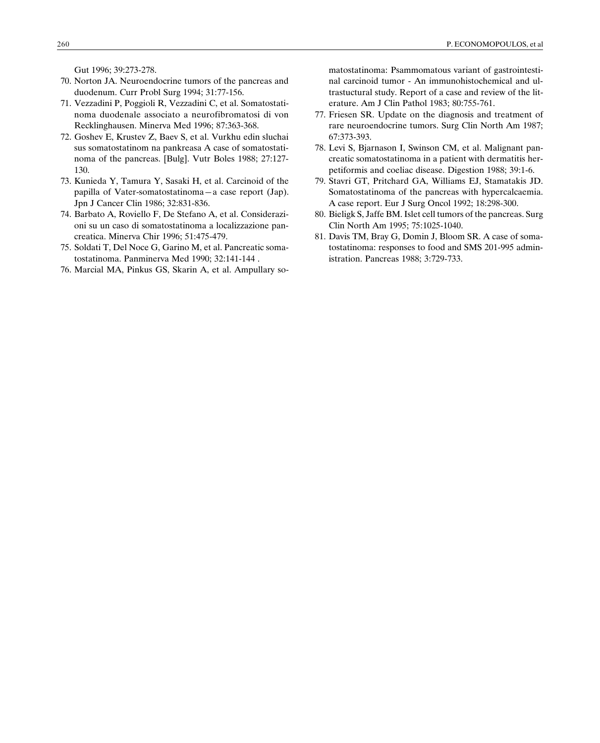Gut 1996; 39:273-278.

70. Norton JA. Neuroendocrine tumors of the pancreas and duodenum. Curr Probl Surg 1994; 31:77-156.
71. Vezzadini P, Poggioli R, Vezzadini C, et al. Somatostatinoma duodenale associato a neurofibromatosi di von Recklinghausen. Minerva Med 1996; 87:363-368.
72. Goshev E, Krustev Z, Baev S, et al. Vurkhu edin sluchai sus somatostatinom na pankreasa A case of somatostatinoma of the pancreas. [Bulg]. Vutr Boles 1988; 27:127-130.
73. Kunieda Y, Tamura Y, Sasaki H, et al. Carcinoid of the papilla of Vater-somatostatinoma—a case report (Jap). Jpn J Cancer Clin 1986; 32:831-836.
74. Barbato A, Roviello F, De Stefano A, et al. Considerazioni su un caso di somatostatinoma a localizzazione pancreatica. Minerva Chir 1996; 51:475-479.
75. Soldati T, Del Noce G, Garino M, et al. Pancreatic somatostatinoma. Panminerva Med 1990; 32:141-144 .
76. Marcial MA, Pinkus GS, Skarin A, et al. Ampullary somatostatinoma: Psammomatous variant of gastrointestinal carcinoid tumor - An immunohistochemical and ultrastuctural study. Report of a case and review of the literature. Am J Clin Pathol 1983; 80:755-761.
77. Friesen SR. Update on the diagnosis and treatment of rare neuroendocrine tumors. Surg Clin North Am 1987; 67:373-393.
78. Levi S, Bjarnason I, Swinson CM, et al. Malignant pancreatic somatostatinoma in a patient with dermatitis herpetiformis and coeliac disease. Digestion 1988; 39:1-6.
79. Stavri GT, Pritchard GA, Williams EJ, Stamatakis JD. Somatostatinoma of the pancreas with hypercalcaemia. A case report. Eur J Surg Oncol 1992; 18:298-300.
80. Bieligk S, Jaffe BM. Islet cell tumors of the pancreas. Surg Clin North Am 1995; 75:1025-1040.
81. Davis TM, Bray G, Domin J, Bloom SR. A case of somatostatinoma: responses to food and SMS 201-995 administration. Pancreas 1988; 3:729-733.